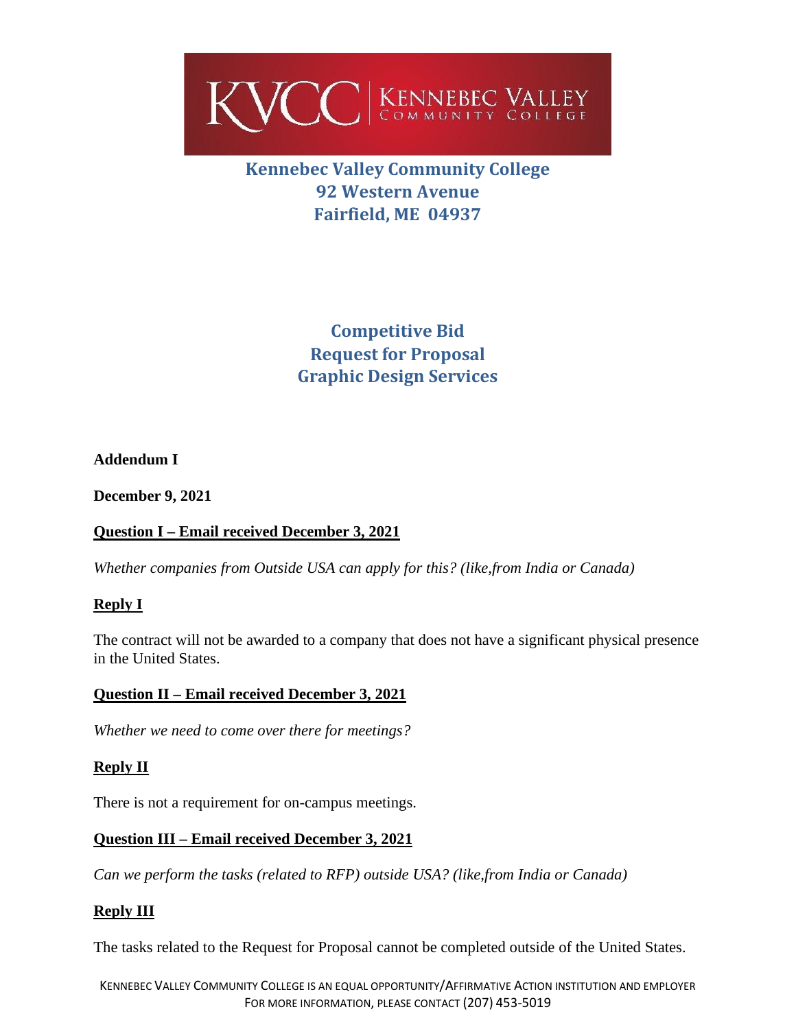KVCC | KENNEBEC VALLEY COMMUNITY COLLEGE

**Kennebec Valley Community College**
**92 Western Avenue**
**Fairfield, ME 04937**

# Competitive Bid
# Request for Proposal
# Graphic Design Services

**Addendum I**

**December 9, 2021**

**<u>Question I – Email received December 3, 2021</u>**

*Whether companies from Outside USA can apply for this? (like,from India or Canada)*

**<u>Reply I</u>**

The contract will not be awarded to a company that does not have a significant physical presence in the United States.

**<u>Question II – Email received December 3, 2021</u>**

*Whether we need to come over there for meetings?*

**<u>Reply II</u>**

There is not a requirement for on-campus meetings.

**<u>Question III – Email received December 3, 2021</u>**

*Can we perform the tasks (related to RFP) outside USA? (like,from India or Canada)*

**<u>Reply III</u>**

The tasks related to the Request for Proposal cannot be completed outside of the United States.

KENNEBEC VALLEY COMMUNITY COLLEGE IS AN EQUAL OPPORTUNITY/AFFIRMATIVE ACTION INSTITUTION AND EMPLOYER
FOR MORE INFORMATION, PLEASE CONTACT (207) 453-5019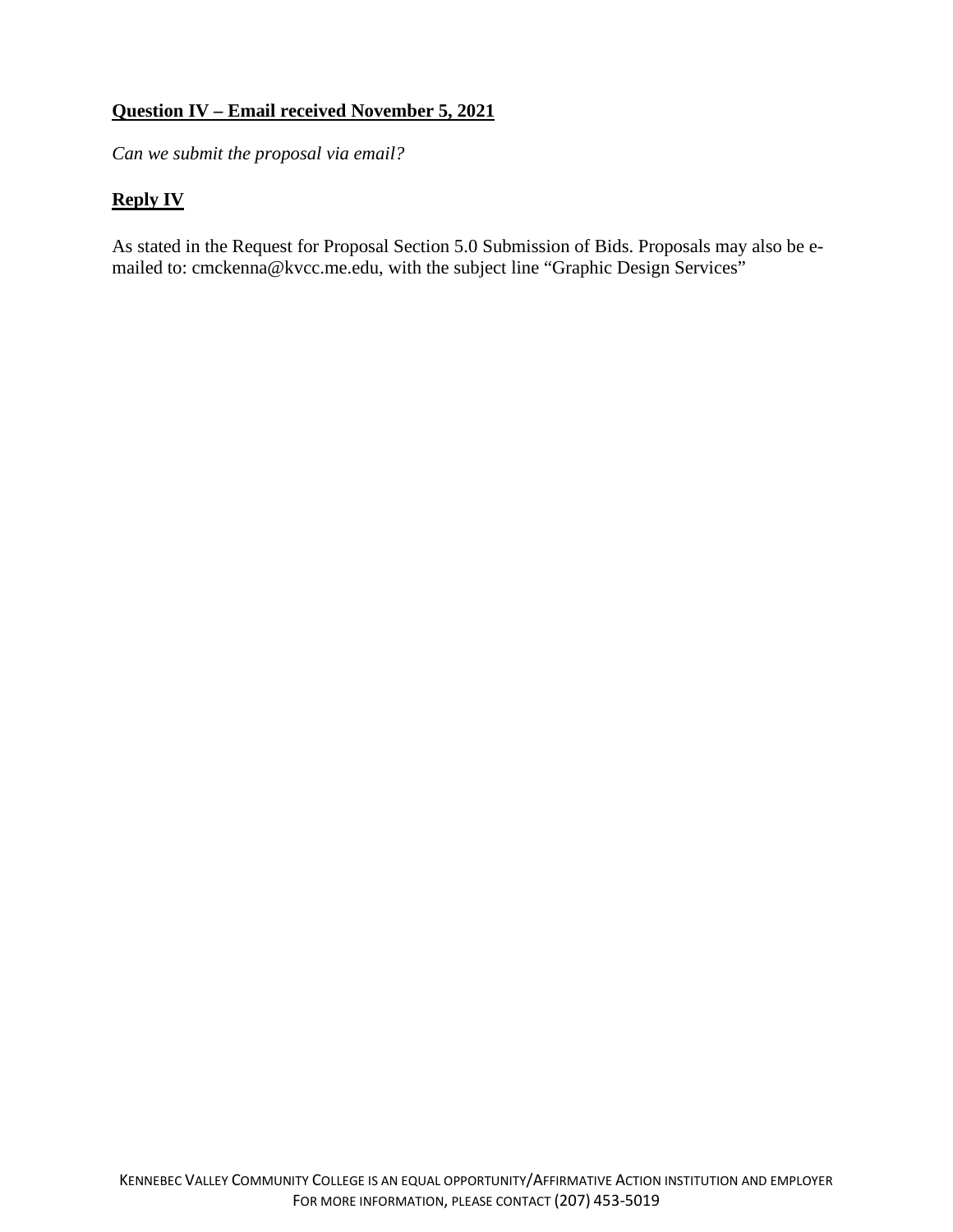**Question IV – Email received November 5, 2021**

*Can we submit the proposal via email?*

**Reply IV**

As stated in the Request for Proposal Section 5.0 Submission of Bids. Proposals may also be e-mailed to: cmckenna@kvcc.me.edu, with the subject line "Graphic Design Services"